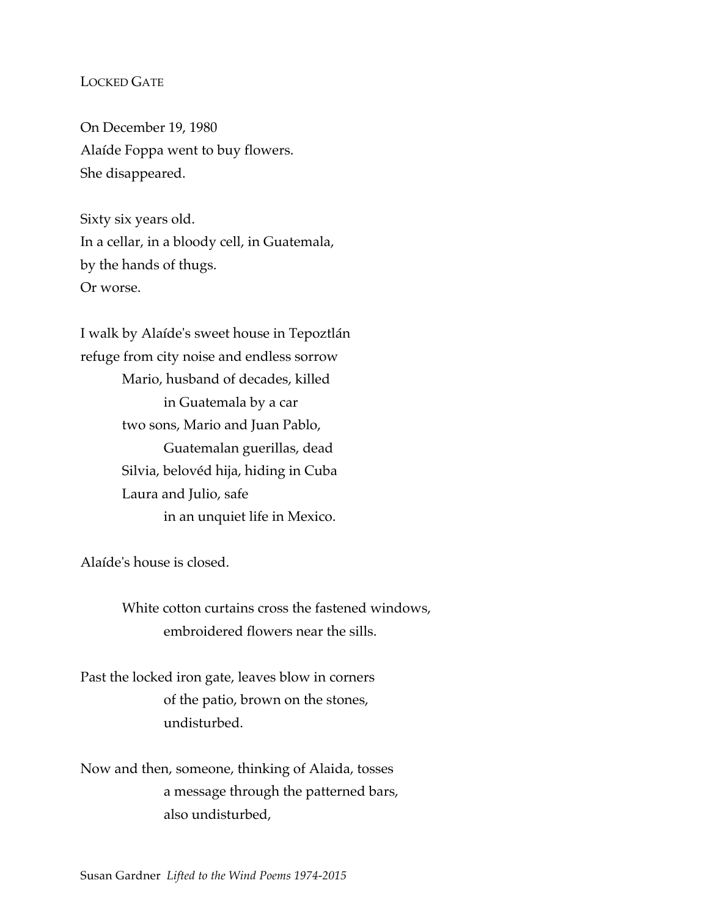## Locked Gate

On December 19, 1980  
Alaíde Foppa went to buy flowers.  
She disappeared.

Sixty six years old.  
In a cellar, in a bloody cell, in Guatemala,  
by the hands of thugs.  
Or worse.

I walk by Alaíde's sweet house in Tepoztlán  
refuge from city noise and endless sorrow  
Mario, husband of decades, killed  
in Guatemala by a car  
two sons, Mario and Juan Pablo,  
Guatemalan guerillas, dead  
Silvia, belovéd hija, hiding in Cuba  
Laura and Julio, safe  
in an unquiet life in Mexico.

Alaíde's house is closed.

White cotton curtains cross the fastened windows,  
embroidered flowers near the sills.

Past the locked iron gate, leaves blow in corners  
of the patio, brown on the stones,  
undisturbed.

Now and then, someone, thinking of Alaida, tosses  
a message through the patterned bars,  
also undisturbed,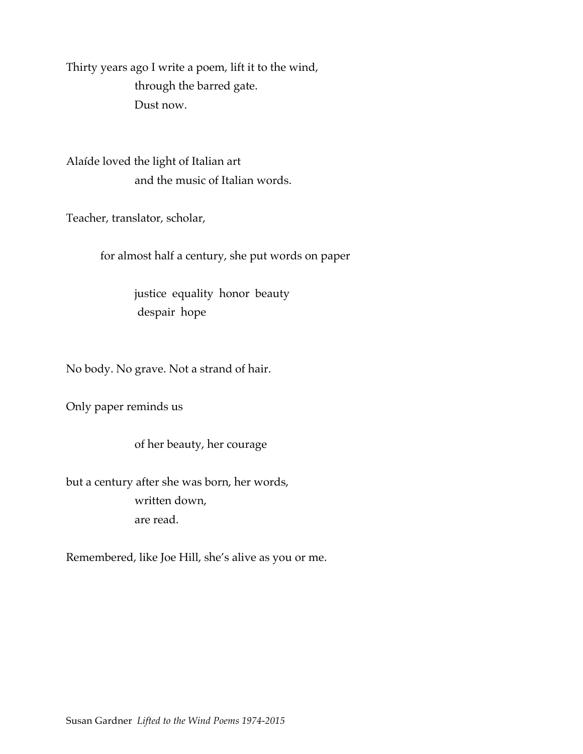Thirty years ago I write a poem, lift it to the wind,
through the barred gate.
Dust now.

Alaíde loved the light of Italian art
and the music of Italian words.

Teacher, translator, scholar,

for almost half a century, she put words on paper

justice  equality  honor  beauty
despair  hope

No body. No grave. Not a strand of hair.

Only paper reminds us

of her beauty, her courage

but a century after she was born, her words,
written down,
are read.

Remembered, like Joe Hill, she's alive as you or me.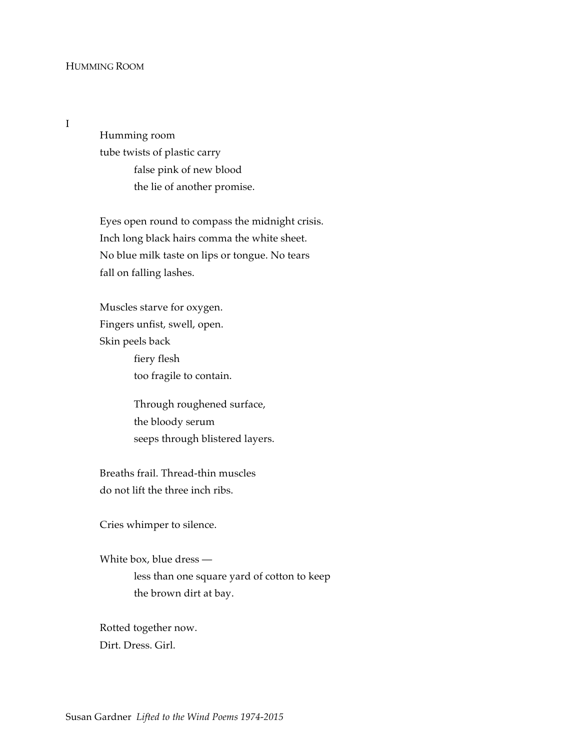## Humming Room

I

Humming room  
tube twists of plastic carry  
&nbsp;&nbsp;&nbsp;&nbsp;&nbsp;&nbsp;&nbsp;&nbsp;false pink of new blood  
&nbsp;&nbsp;&nbsp;&nbsp;&nbsp;&nbsp;&nbsp;&nbsp;the lie of another promise.

Eyes open round to compass the midnight crisis.  
Inch long black hairs comma the white sheet.  
No blue milk taste on lips or tongue. No tears  
fall on falling lashes.

Muscles starve for oxygen.  
Fingers unfist, swell, open.  
Skin peels back  
&nbsp;&nbsp;&nbsp;&nbsp;&nbsp;&nbsp;&nbsp;&nbsp;fiery flesh  
&nbsp;&nbsp;&nbsp;&nbsp;&nbsp;&nbsp;&nbsp;&nbsp;too fragile to contain.

&nbsp;&nbsp;&nbsp;&nbsp;&nbsp;&nbsp;&nbsp;&nbsp;Through roughened surface,  
&nbsp;&nbsp;&nbsp;&nbsp;&nbsp;&nbsp;&nbsp;&nbsp;the bloody serum  
&nbsp;&nbsp;&nbsp;&nbsp;&nbsp;&nbsp;&nbsp;&nbsp;seeps through blistered layers.

Breaths frail. Thread-thin muscles  
do not lift the three inch ribs.

Cries whimper to silence.

White box, blue dress —  
&nbsp;&nbsp;&nbsp;&nbsp;&nbsp;&nbsp;&nbsp;&nbsp;less than one square yard of cotton to keep  
&nbsp;&nbsp;&nbsp;&nbsp;&nbsp;&nbsp;&nbsp;&nbsp;the brown dirt at bay.

Rotted together now.  
Dirt. Dress. Girl.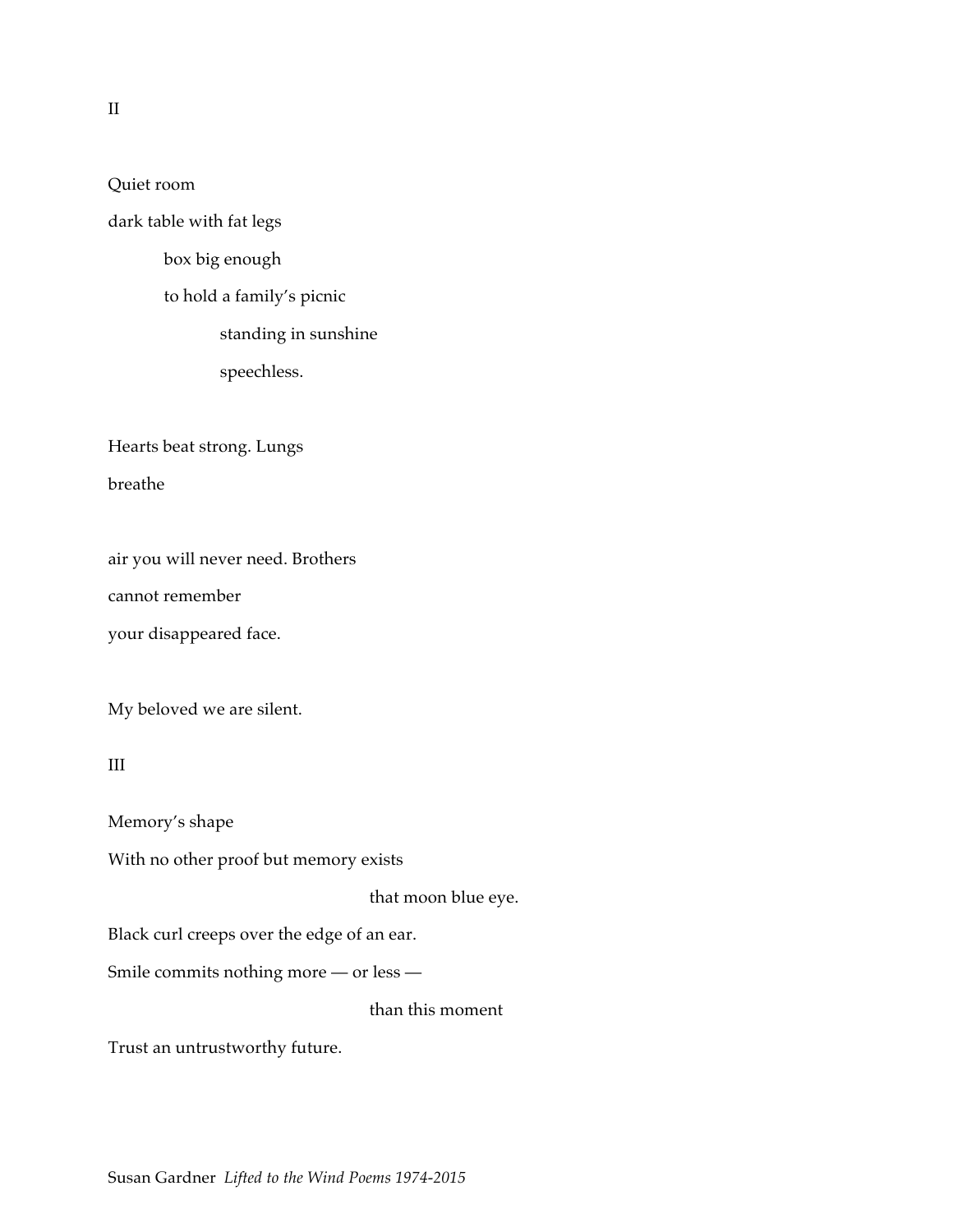II

Quiet room

dark table with fat legs

&nbsp;&nbsp;&nbsp;&nbsp;&nbsp;&nbsp;&nbsp;&nbsp;box big enough

&nbsp;&nbsp;&nbsp;&nbsp;&nbsp;&nbsp;&nbsp;&nbsp;to hold a family's picnic

&nbsp;&nbsp;&nbsp;&nbsp;&nbsp;&nbsp;&nbsp;&nbsp;&nbsp;&nbsp;&nbsp;&nbsp;&nbsp;&nbsp;&nbsp;&nbsp;standing in sunshine

&nbsp;&nbsp;&nbsp;&nbsp;&nbsp;&nbsp;&nbsp;&nbsp;&nbsp;&nbsp;&nbsp;&nbsp;&nbsp;&nbsp;&nbsp;&nbsp;speechless.

Hearts beat strong. Lungs

breathe

air you will never need. Brothers

cannot remember

your disappeared face.

My beloved we are silent.

III

Memory's shape

With no other proof but memory exists

&nbsp;&nbsp;&nbsp;&nbsp;&nbsp;&nbsp;&nbsp;&nbsp;&nbsp;&nbsp;&nbsp;&nbsp;&nbsp;&nbsp;&nbsp;&nbsp;&nbsp;&nbsp;&nbsp;&nbsp;&nbsp;&nbsp;&nbsp;&nbsp;&nbsp;&nbsp;&nbsp;&nbsp;&nbsp;&nbsp;&nbsp;&nbsp;&nbsp;&nbsp;&nbsp;&nbsp;&nbsp;&nbsp;&nbsp;&nbsp;that moon blue eye.

Black curl creeps over the edge of an ear.

Smile commits nothing more — or less —

&nbsp;&nbsp;&nbsp;&nbsp;&nbsp;&nbsp;&nbsp;&nbsp;&nbsp;&nbsp;&nbsp;&nbsp;&nbsp;&nbsp;&nbsp;&nbsp;&nbsp;&nbsp;&nbsp;&nbsp;&nbsp;&nbsp;&nbsp;&nbsp;&nbsp;&nbsp;&nbsp;&nbsp;&nbsp;&nbsp;&nbsp;&nbsp;&nbsp;&nbsp;&nbsp;&nbsp;&nbsp;&nbsp;&nbsp;&nbsp;than this moment

Trust an untrustworthy future.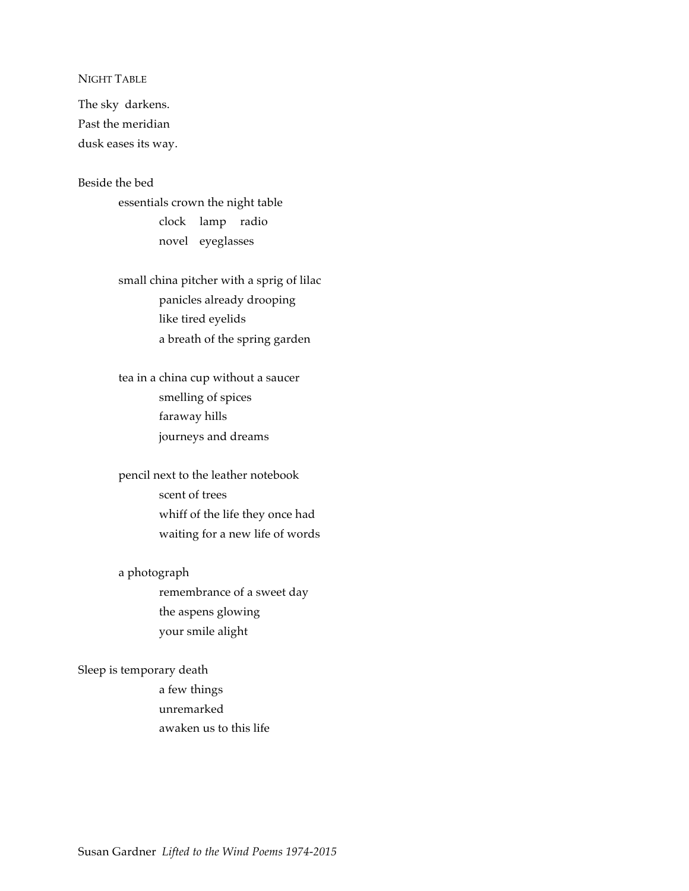## Night Table

The sky darkens.  
Past the meridian  
dusk eases its way.

Beside the bed  
&emsp;&emsp;essentials crown the night table  
&emsp;&emsp;&emsp;&emsp;clock&emsp;lamp&emsp;radio  
&emsp;&emsp;&emsp;&emsp;novel&emsp;eyeglasses

&emsp;&emsp;small china pitcher with a sprig of lilac  
&emsp;&emsp;&emsp;&emsp;panicles already drooping  
&emsp;&emsp;&emsp;&emsp;like tired eyelids  
&emsp;&emsp;&emsp;&emsp;a breath of the spring garden

&emsp;&emsp;tea in a china cup without a saucer  
&emsp;&emsp;&emsp;&emsp;smelling of spices  
&emsp;&emsp;&emsp;&emsp;faraway hills  
&emsp;&emsp;&emsp;&emsp;journeys and dreams

&emsp;&emsp;pencil next to the leather notebook  
&emsp;&emsp;&emsp;&emsp;scent of trees  
&emsp;&emsp;&emsp;&emsp;whiff of the life they once had  
&emsp;&emsp;&emsp;&emsp;waiting for a new life of words

&emsp;&emsp;a photograph  
&emsp;&emsp;&emsp;&emsp;remembrance of a sweet day  
&emsp;&emsp;&emsp;&emsp;the aspens glowing  
&emsp;&emsp;&emsp;&emsp;your smile alight

Sleep is temporary death  
&emsp;&emsp;&emsp;&emsp;a few things  
&emsp;&emsp;&emsp;&emsp;unremarked  
&emsp;&emsp;&emsp;&emsp;awaken us to this life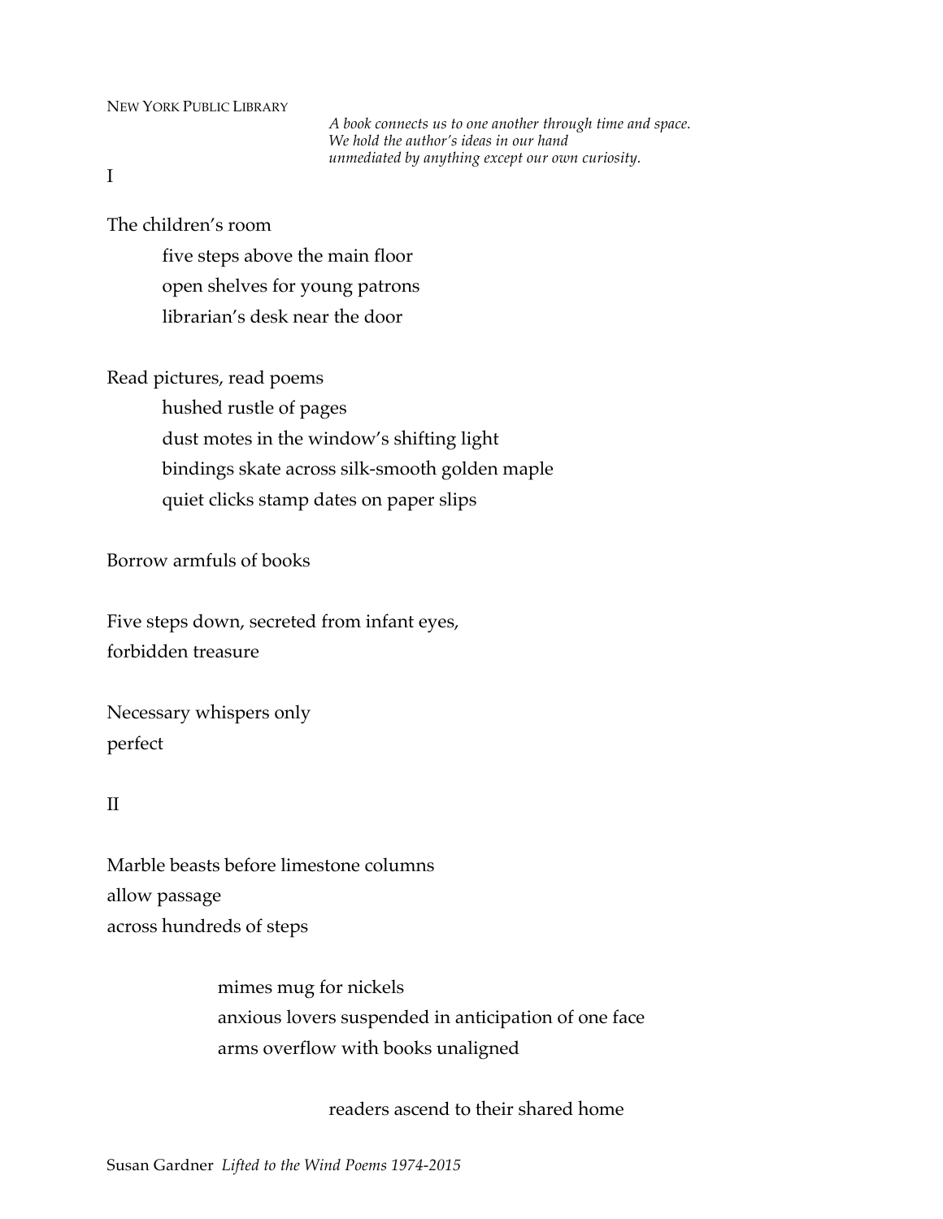NEW YORK PUBLIC LIBRARY

*A book connects us to one another through time and space.*
*We hold the author's ideas in our hand*
*unmediated by anything except our own curiosity.*

I

The children's room
    five steps above the main floor
    open shelves for young patrons
    librarian's desk near the door

Read pictures, read poems
    hushed rustle of pages
    dust motes in the window's shifting light
    bindings skate across silk-smooth golden maple
    quiet clicks stamp dates on paper slips

Borrow armfuls of books

Five steps down, secreted from infant eyes,
forbidden treasure

Necessary whispers only
perfect

II

Marble beasts before limestone columns
allow passage
across hundreds of steps

        mimes mug for nickels
        anxious lovers suspended in anticipation of one face
        arms overflow with books unaligned

                readers ascend to their shared home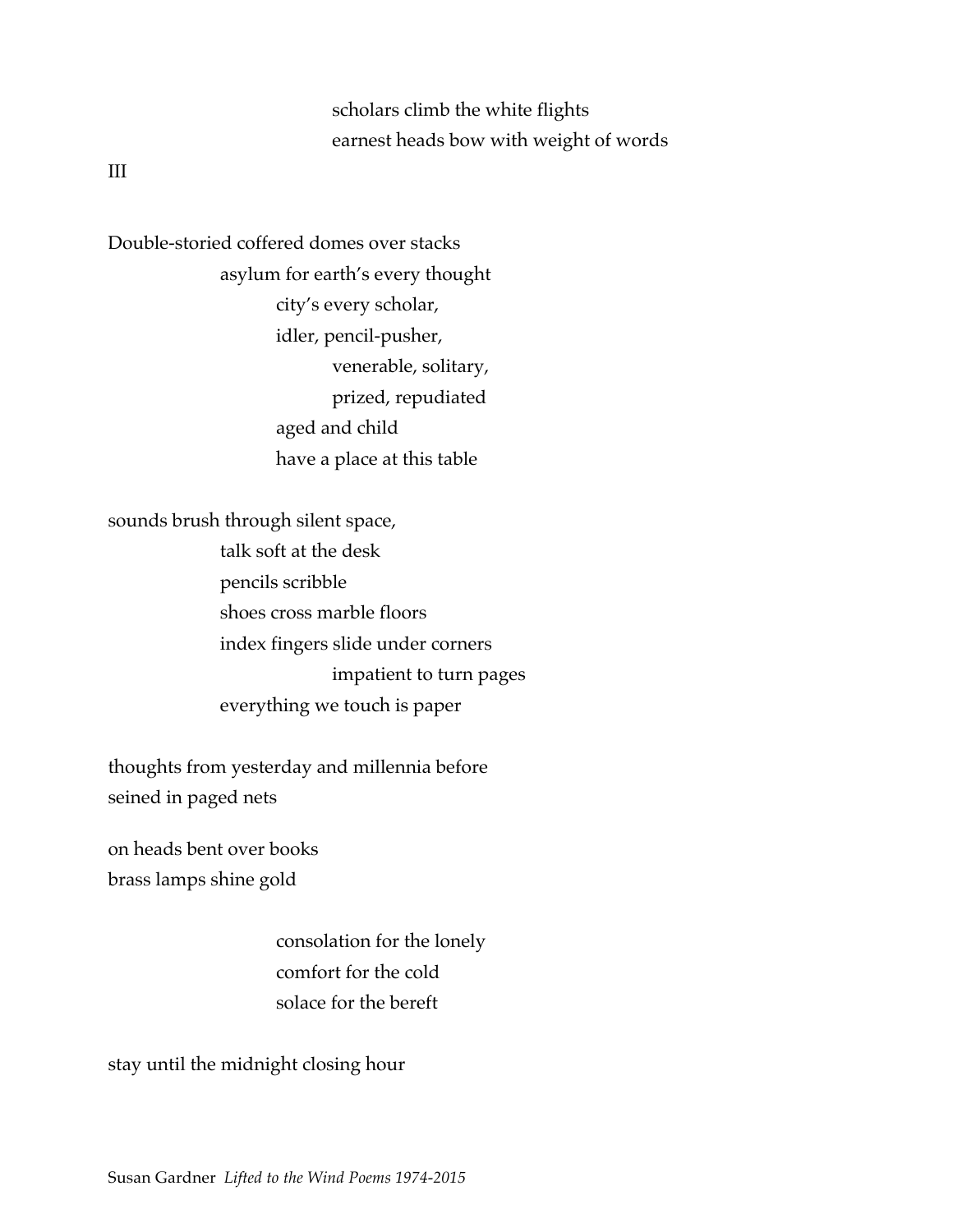scholars climb the white flights
earnest heads bow with weight of words

III

Double-storied coffered domes over stacks
asylum for earth's every thought
city's every scholar,
idler, pencil-pusher,
venerable, solitary,
prized, repudiated
aged and child
have a place at this table

sounds brush through silent space,
talk soft at the desk
pencils scribble
shoes cross marble floors
index fingers slide under corners
impatient to turn pages
everything we touch is paper

thoughts from yesterday and millennia before
seined in paged nets

on heads bent over books
brass lamps shine gold

consolation for the lonely
comfort for the cold
solace for the bereft

stay until the midnight closing hour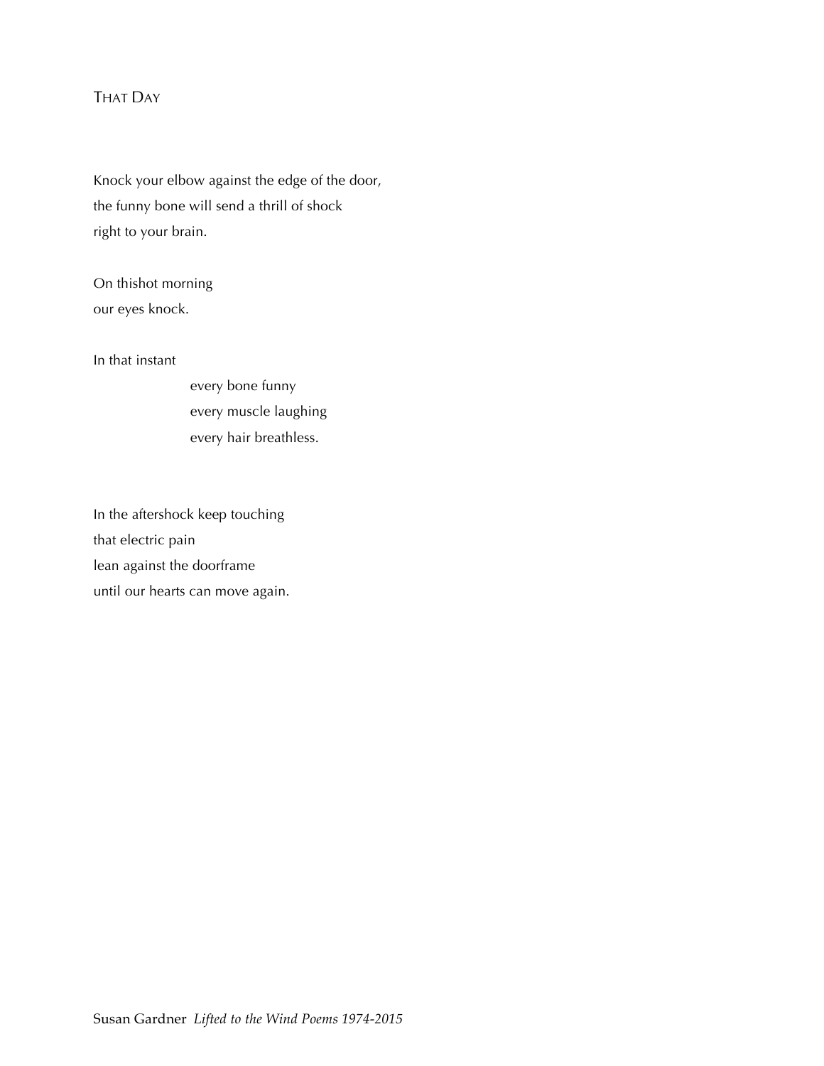# THAT DAY

Knock your elbow against the edge of the door,  
the funny bone will send a thrill of shock  
right to your brain.

On thishot morning  
our eyes knock.

In that instant  
            every bone funny  
            every muscle laughing  
            every hair breathless.

In the aftershock keep touching  
that electric pain  
lean against the doorframe  
until our hearts can move again.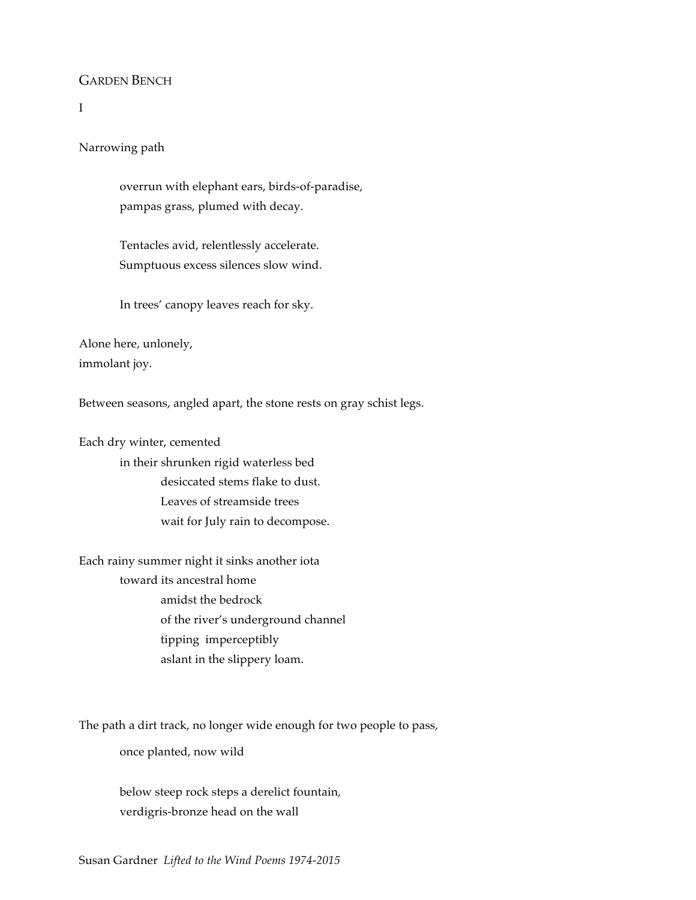## Garden Bench

I

Narrowing path

> overrun with elephant ears, birds-of-paradise,
> pampas grass, plumed with decay.
>
> Tentacles avid, relentlessly accelerate.
> Sumptuous excess silences slow wind.
>
> In trees' canopy leaves reach for sky.

Alone here, unlonely,
immolant joy.

Between seasons, angled apart, the stone rests on gray schist legs.

Each dry winter, cemented
&nbsp;&nbsp;&nbsp;&nbsp;&nbsp;&nbsp;&nbsp;&nbsp;in their shrunken rigid waterless bed
&nbsp;&nbsp;&nbsp;&nbsp;&nbsp;&nbsp;&nbsp;&nbsp;&nbsp;&nbsp;&nbsp;&nbsp;&nbsp;&nbsp;&nbsp;&nbsp;desiccated stems flake to dust.
&nbsp;&nbsp;&nbsp;&nbsp;&nbsp;&nbsp;&nbsp;&nbsp;&nbsp;&nbsp;&nbsp;&nbsp;&nbsp;&nbsp;&nbsp;&nbsp;Leaves of streamside trees
&nbsp;&nbsp;&nbsp;&nbsp;&nbsp;&nbsp;&nbsp;&nbsp;&nbsp;&nbsp;&nbsp;&nbsp;&nbsp;&nbsp;&nbsp;&nbsp;wait for July rain to decompose.

Each rainy summer night it sinks another iota
&nbsp;&nbsp;&nbsp;&nbsp;&nbsp;&nbsp;&nbsp;&nbsp;toward its ancestral home
&nbsp;&nbsp;&nbsp;&nbsp;&nbsp;&nbsp;&nbsp;&nbsp;&nbsp;&nbsp;&nbsp;&nbsp;&nbsp;&nbsp;&nbsp;&nbsp;amidst the bedrock
&nbsp;&nbsp;&nbsp;&nbsp;&nbsp;&nbsp;&nbsp;&nbsp;&nbsp;&nbsp;&nbsp;&nbsp;&nbsp;&nbsp;&nbsp;&nbsp;of the river's underground channel
&nbsp;&nbsp;&nbsp;&nbsp;&nbsp;&nbsp;&nbsp;&nbsp;&nbsp;&nbsp;&nbsp;&nbsp;&nbsp;&nbsp;&nbsp;&nbsp;tipping imperceptibly
&nbsp;&nbsp;&nbsp;&nbsp;&nbsp;&nbsp;&nbsp;&nbsp;&nbsp;&nbsp;&nbsp;&nbsp;&nbsp;&nbsp;&nbsp;&nbsp;aslant in the slippery loam.

The path a dirt track, no longer wide enough for two people to pass,

> once planted, now wild
>
> below steep rock steps a derelict fountain,
> verdigris-bronze head on the wall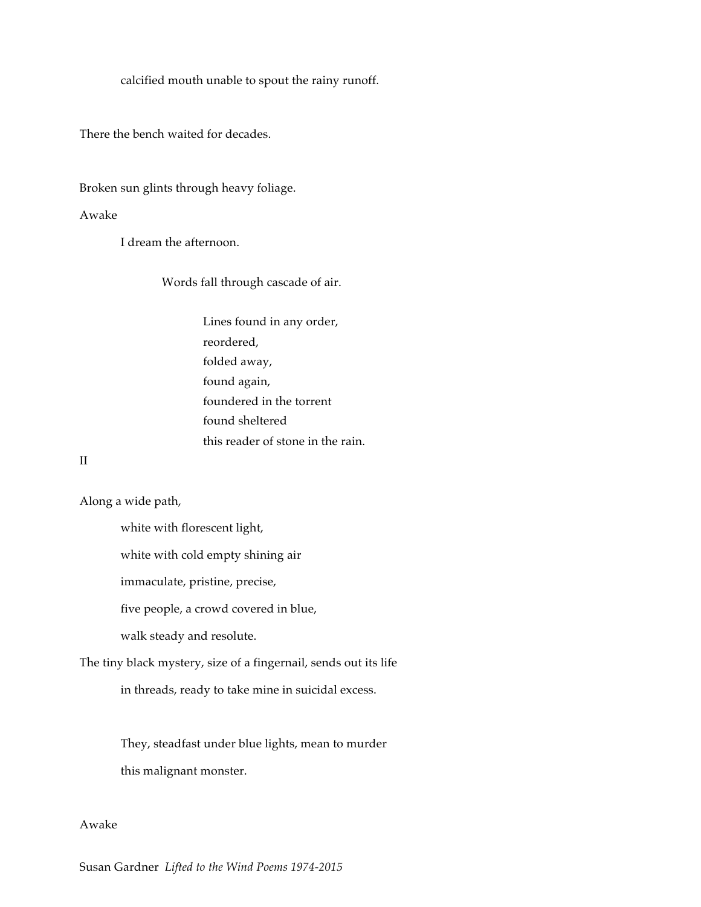calcified mouth unable to spout the rainy runoff.

There the bench waited for decades.

Broken sun glints through heavy foliage.

Awake

I dream the afternoon.

Words fall through cascade of air.

Lines found in any order,  
reordered,  
folded away,  
found again,  
foundered in the torrent  
found sheltered  
this reader of stone in the rain.

II

Along a wide path,

white with florescent light,

white with cold empty shining air

immaculate, pristine, precise,

five people, a crowd covered in blue,

walk steady and resolute.

The tiny black mystery, size of a fingernail, sends out its life

in threads, ready to take mine in suicidal excess.

They, steadfast under blue lights, mean to murder

this malignant monster.

Awake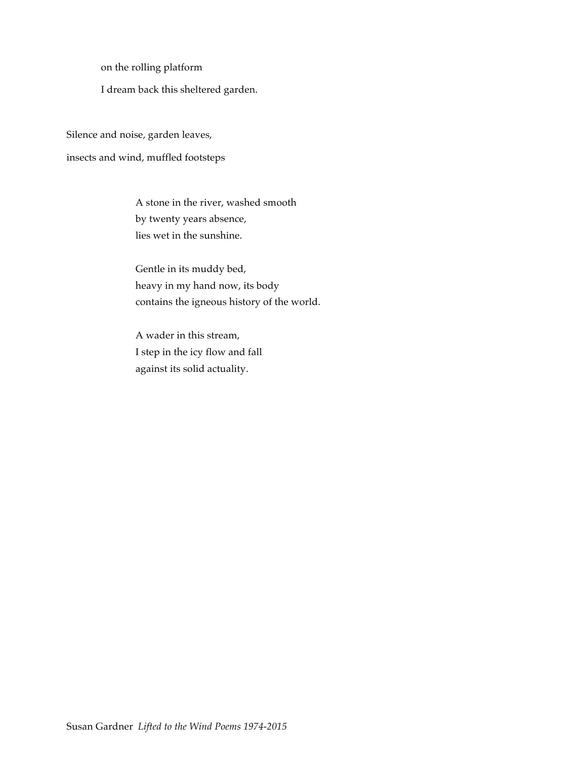on the rolling platform

I dream back this sheltered garden.

Silence and noise, garden leaves,

insects and wind, muffled footsteps

A stone in the river, washed smooth  
by twenty years absence,  
lies wet in the sunshine.

Gentle in its muddy bed,  
heavy in my hand now, its body  
contains the igneous history of the world.

A wader in this stream,  
I step in the icy flow and fall  
against its solid actuality.